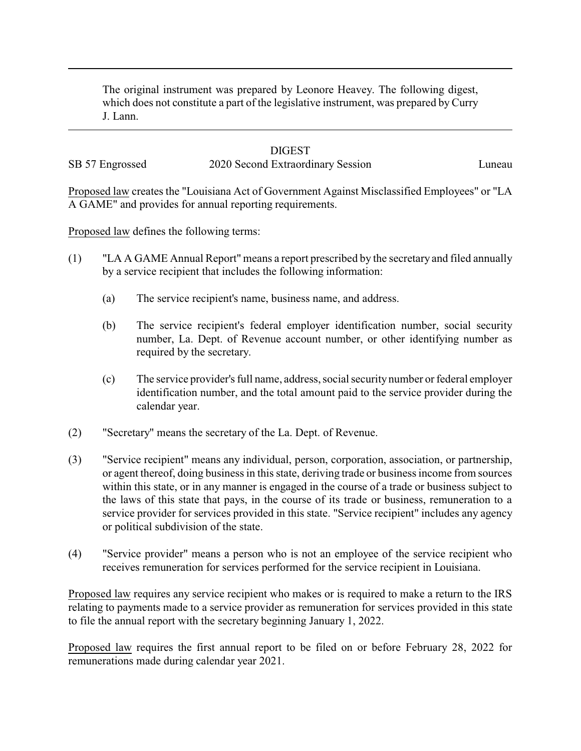The original instrument was prepared by Leonore Heavey. The following digest, which does not constitute a part of the legislative instrument, was prepared by Curry J. Lann.

DIGEST

SB 57 Engrossed — 2020 Second Extraordinary Session — Luneau

Proposed law creates the "Louisiana Act of Government Against Misclassified Employees" or "LA A GAME" and provides for annual reporting requirements.

Proposed law defines the following terms:

(1) "LA A GAME Annual Report" means a report prescribed by the secretary and filed annually by a service recipient that includes the following information:

 (a) The service recipient's name, business name, and address.

 (b) The service recipient's federal employer identification number, social security number, La. Dept. of Revenue account number, or other identifying number as required by the secretary.

 (c) The service provider's full name, address, social security number or federal employer identification number, and the total amount paid to the service provider during the calendar year.

(2) "Secretary" means the secretary of the La. Dept. of Revenue.

(3) "Service recipient" means any individual, person, corporation, association, or partnership, or agent thereof, doing business in this state, deriving trade or business income from sources within this state, or in any manner is engaged in the course of a trade or business subject to the laws of this state that pays, in the course of its trade or business, remuneration to a service provider for services provided in this state. "Service recipient" includes any agency or political subdivision of the state.

(4) "Service provider" means a person who is not an employee of the service recipient who receives remuneration for services performed for the service recipient in Louisiana.

Proposed law requires any service recipient who makes or is required to make a return to the IRS relating to payments made to a service provider as remuneration for services provided in this state to file the annual report with the secretary beginning January 1, 2022.

Proposed law requires the first annual report to be filed on or before February 28, 2022 for remunerations made during calendar year 2021.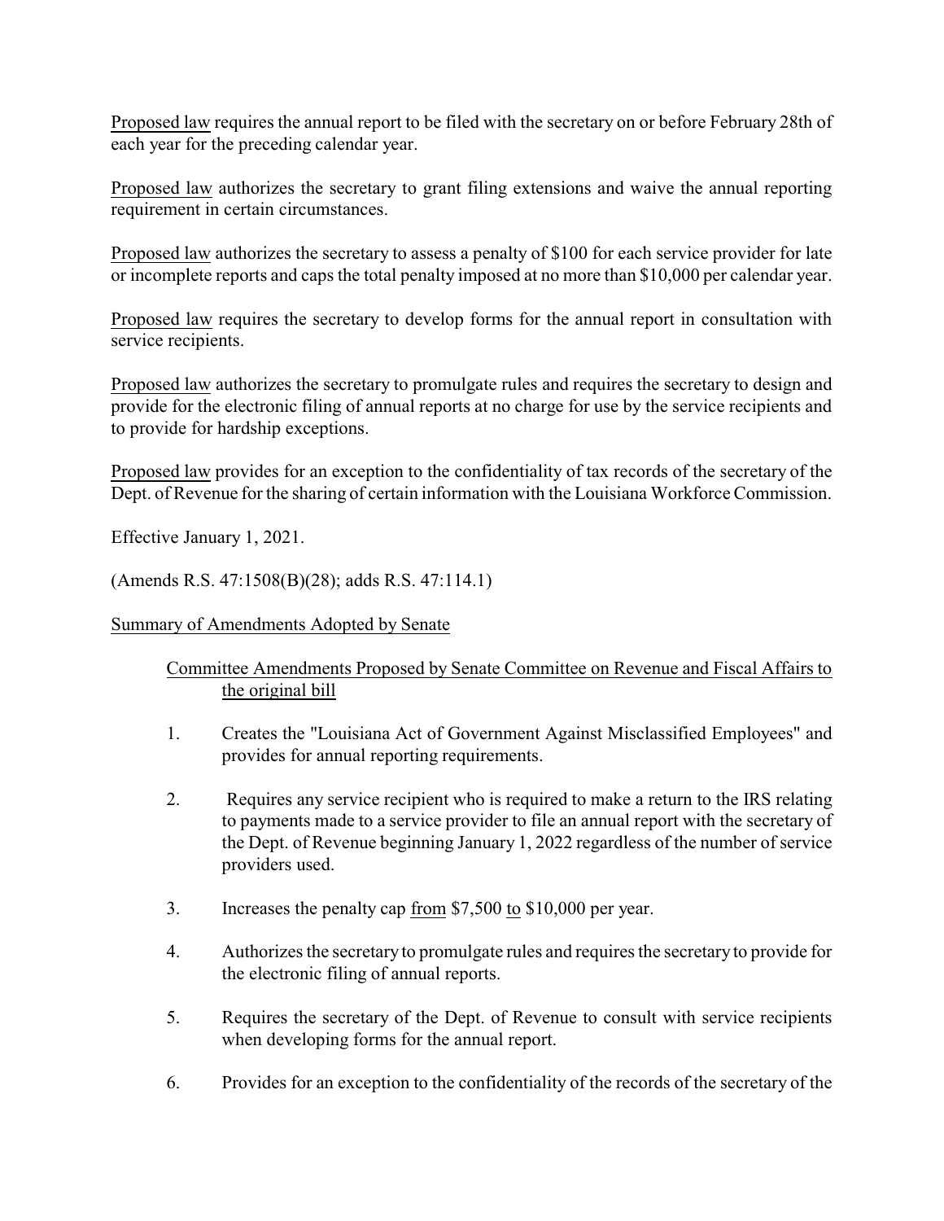Proposed law requires the annual report to be filed with the secretary on or before February 28th of each year for the preceding calendar year.

Proposed law authorizes the secretary to grant filing extensions and waive the annual reporting requirement in certain circumstances.

Proposed law authorizes the secretary to assess a penalty of $100 for each service provider for late or incomplete reports and caps the total penalty imposed at no more than $10,000 per calendar year.

Proposed law requires the secretary to develop forms for the annual report in consultation with service recipients.

Proposed law authorizes the secretary to promulgate rules and requires the secretary to design and provide for the electronic filing of annual reports at no charge for use by the service recipients and to provide for hardship exceptions.

Proposed law provides for an exception to the confidentiality of tax records of the secretary of the Dept. of Revenue for the sharing of certain information with the Louisiana Workforce Commission.

Effective January 1, 2021.

(Amends R.S. 47:1508(B)(28); adds R.S. 47:114.1)

Summary of Amendments Adopted by Senate

Committee Amendments Proposed by Senate Committee on Revenue and Fiscal Affairs to the original bill

1. Creates the "Louisiana Act of Government Against Misclassified Employees" and provides for annual reporting requirements.

2. Requires any service recipient who is required to make a return to the IRS relating to payments made to a service provider to file an annual report with the secretary of the Dept. of Revenue beginning January 1, 2022 regardless of the number of service providers used.

3. Increases the penalty cap from $7,500 to $10,000 per year.

4. Authorizes the secretary to promulgate rules and requires the secretary to provide for the electronic filing of annual reports.

5. Requires the secretary of the Dept. of Revenue to consult with service recipients when developing forms for the annual report.

6. Provides for an exception to the confidentiality of the records of the secretary of the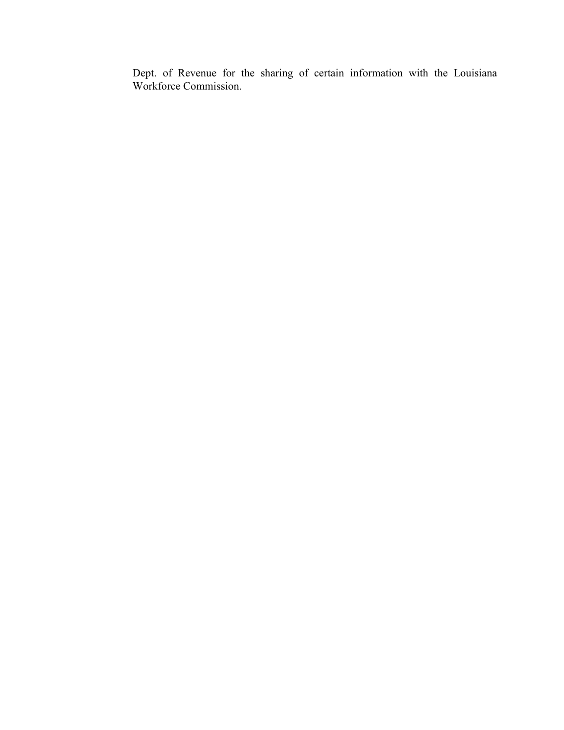Dept. of Revenue for the sharing of certain information with the Louisiana Workforce Commission.